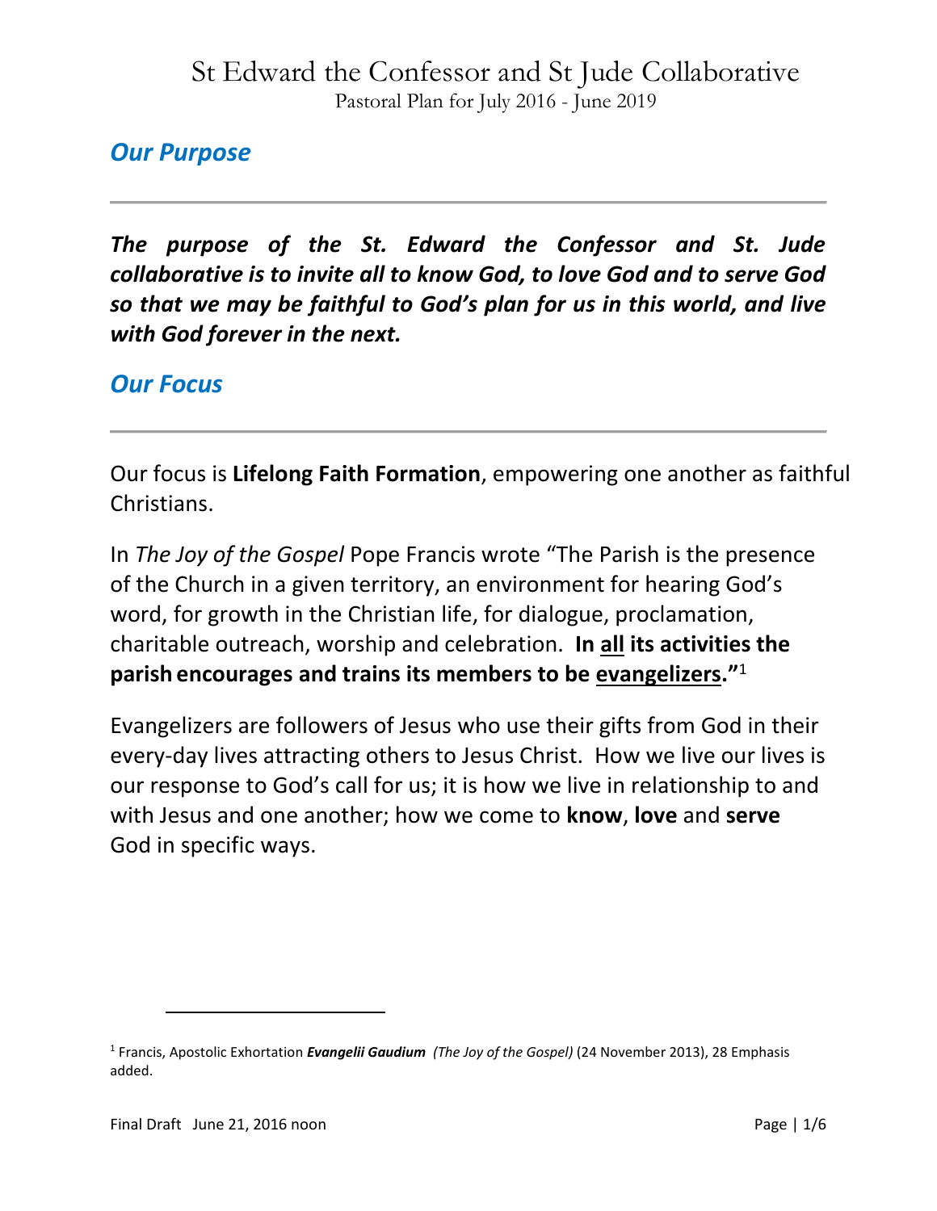# St Edward the Confessor and St Jude Collaborative

Pastoral Plan for July 2016 - June 2019

## Our Purpose

***The purpose of the St. Edward the Confessor and St. Jude collaborative is to invite all to know God, to love God and to serve God so that we may be faithful to God's plan for us in this world, and live with God forever in the next.***

## Our Focus

Our focus is **Lifelong Faith Formation**, empowering one another as faithful Christians.

In *The Joy of the Gospel* Pope Francis wrote "The Parish is the presence of the Church in a given territory, an environment for hearing God's word, for growth in the Christian life, for dialogue, proclamation, charitable outreach, worship and celebration. **In <u>all</u> its activities the parish encourages and trains its members to be <u>evangelizers</u>."**[1]

Evangelizers are followers of Jesus who use their gifts from God in their every-day lives attracting others to Jesus Christ. How we live our lives is our response to God's call for us; it is how we live in relationship to and with Jesus and one another; how we come to **know**, **love** and **serve** God in specific ways.

---

[1] Francis, Apostolic Exhortation ***Evangelii Gaudium*** *(The Joy of the Gospel)* (24 November 2013), 28 Emphasis added.

Final Draft June 21, 2016 noon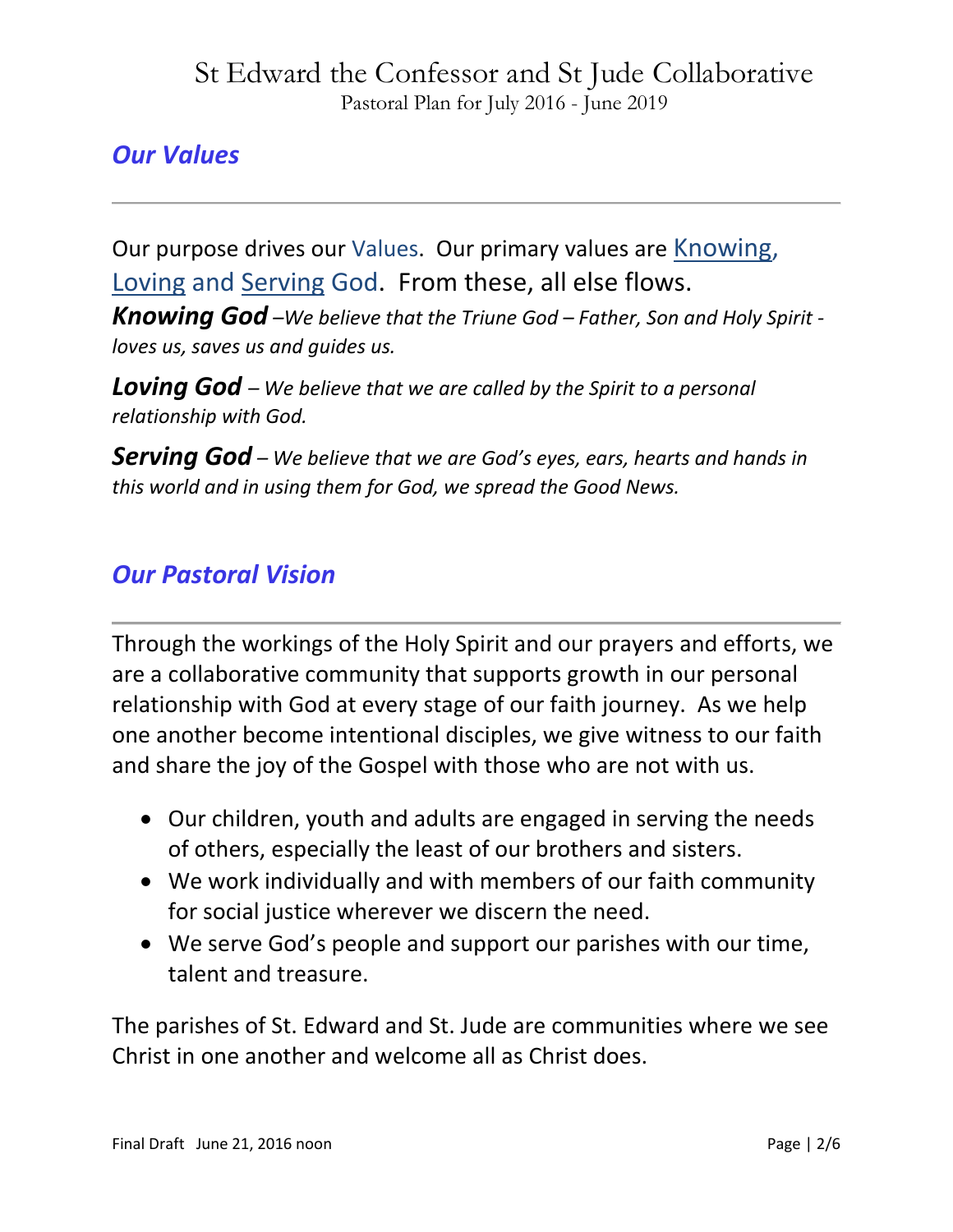## Our Values

Our purpose drives our Values. Our primary values are Knowing, Loving and Serving God. From these, all else flows.

***Knowing God*** *–We believe that the Triune God – Father, Son and Holy Spirit - loves us, saves us and guides us.*

***Loving God*** *– We believe that we are called by the Spirit to a personal relationship with God.*

***Serving God*** *– We believe that we are God's eyes, ears, hearts and hands in this world and in using them for God, we spread the Good News.*

## Our Pastoral Vision

Through the workings of the Holy Spirit and our prayers and efforts, we are a collaborative community that supports growth in our personal relationship with God at every stage of our faith journey. As we help one another become intentional disciples, we give witness to our faith and share the joy of the Gospel with those who are not with us.

- Our children, youth and adults are engaged in serving the needs of others, especially the least of our brothers and sisters.
- We work individually and with members of our faith community for social justice wherever we discern the need.
- We serve God's people and support our parishes with our time, talent and treasure.

The parishes of St. Edward and St. Jude are communities where we see Christ in one another and welcome all as Christ does.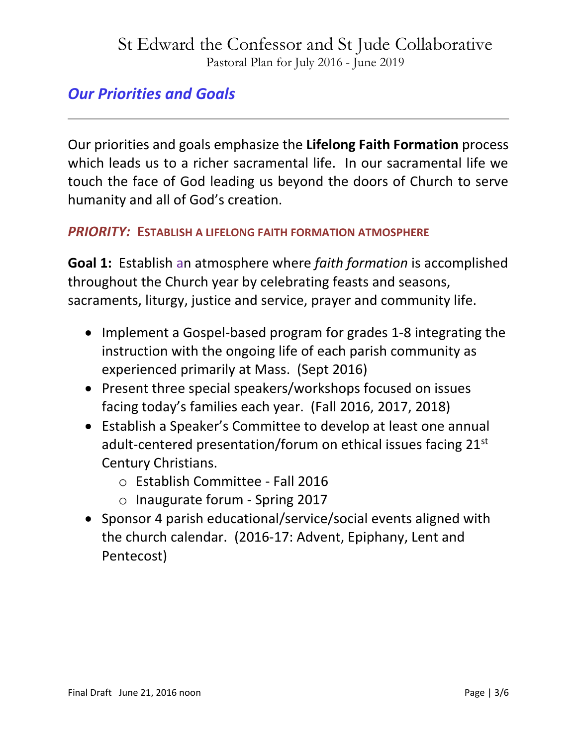## Our Priorities and Goals

---

Our priorities and goals emphasize the **Lifelong Faith Formation** process which leads us to a richer sacramental life. In our sacramental life we touch the face of God leading us beyond the doors of Church to serve humanity and all of God's creation.

### *PRIORITY:* ESTABLISH A LIFELONG FAITH FORMATION ATMOSPHERE

**Goal 1:** Establish an atmosphere where *faith formation* is accomplished throughout the Church year by celebrating feasts and seasons, sacraments, liturgy, justice and service, prayer and community life.

- Implement a Gospel-based program for grades 1-8 integrating the instruction with the ongoing life of each parish community as experienced primarily at Mass. (Sept 2016)
- Present three special speakers/workshops focused on issues facing today's families each year. (Fall 2016, 2017, 2018)
- Establish a Speaker's Committee to develop at least one annual adult-centered presentation/forum on ethical issues facing 21st Century Christians.
    - Establish Committee - Fall 2016
    - Inaugurate forum - Spring 2017
- Sponsor 4 parish educational/service/social events aligned with the church calendar. (2016-17: Advent, Epiphany, Lent and Pentecost)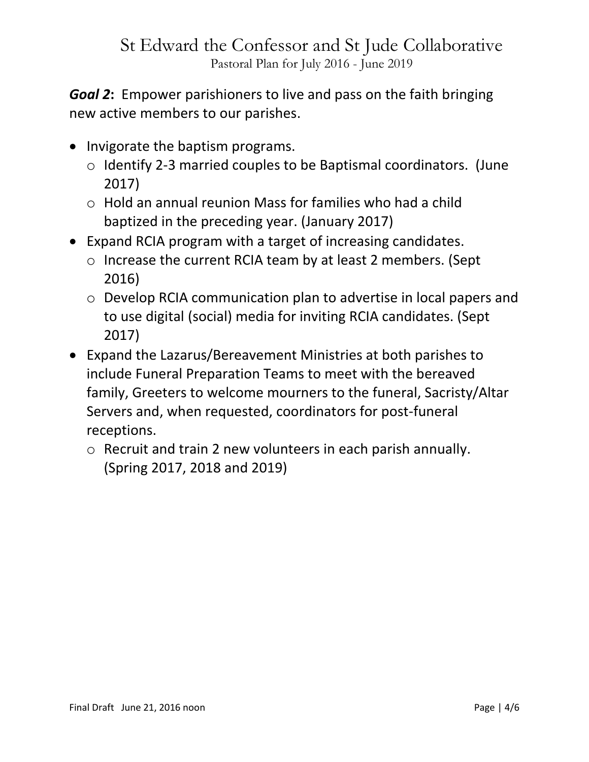***Goal 2*****:** Empower parishioners to live and pass on the faith bringing new active members to our parishes.

- Invigorate the baptism programs.
  - Identify 2-3 married couples to be Baptismal coordinators. (June 2017)
  - Hold an annual reunion Mass for families who had a child baptized in the preceding year. (January 2017)
- Expand RCIA program with a target of increasing candidates.
  - Increase the current RCIA team by at least 2 members. (Sept 2016)
  - Develop RCIA communication plan to advertise in local papers and to use digital (social) media for inviting RCIA candidates. (Sept 2017)
- Expand the Lazarus/Bereavement Ministries at both parishes to include Funeral Preparation Teams to meet with the bereaved family, Greeters to welcome mourners to the funeral, Sacristy/Altar Servers and, when requested, coordinators for post-funeral receptions.
  - Recruit and train 2 new volunteers in each parish annually. (Spring 2017, 2018 and 2019)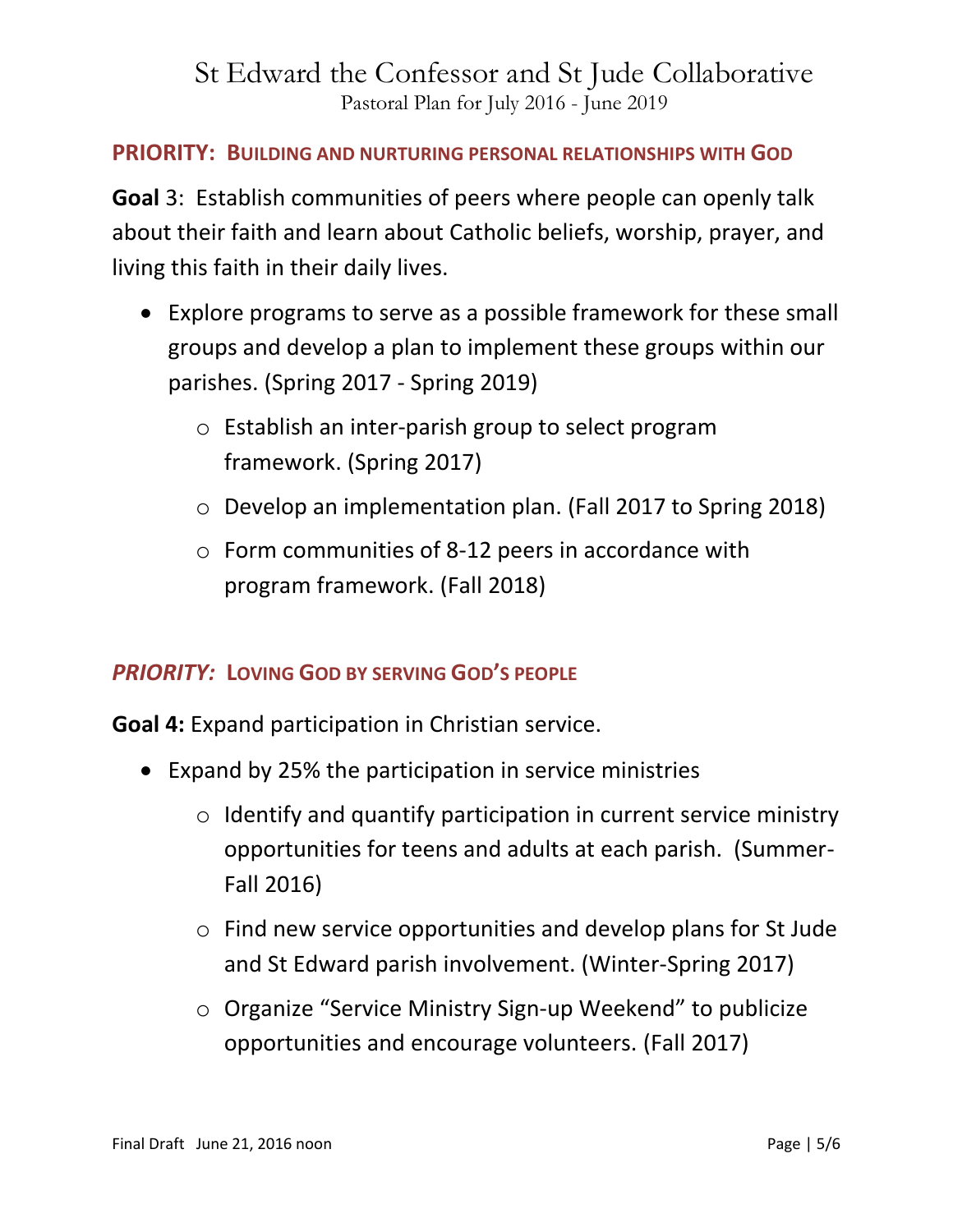# St Edward the Confessor and St Jude Collaborative

Pastoral Plan for July 2016 - June 2019

## PRIORITY: BUILDING AND NURTURING PERSONAL RELATIONSHIPS WITH GOD

**Goal** 3: Establish communities of peers where people can openly talk about their faith and learn about Catholic beliefs, worship, prayer, and living this faith in their daily lives.

- Explore programs to serve as a possible framework for these small groups and develop a plan to implement these groups within our parishes. (Spring 2017 - Spring 2019)
    - Establish an inter-parish group to select program framework. (Spring 2017)
    - Develop an implementation plan. (Fall 2017 to Spring 2018)
    - Form communities of 8-12 peers in accordance with program framework. (Fall 2018)

## *PRIORITY:* LOVING GOD BY SERVING GOD'S PEOPLE

**Goal 4:** Expand participation in Christian service.

- Expand by 25% the participation in service ministries
    - Identify and quantify participation in current service ministry opportunities for teens and adults at each parish. (Summer-Fall 2016)
    - Find new service opportunities and develop plans for St Jude and St Edward parish involvement. (Winter-Spring 2017)
    - Organize "Service Ministry Sign-up Weekend" to publicize opportunities and encourage volunteers. (Fall 2017)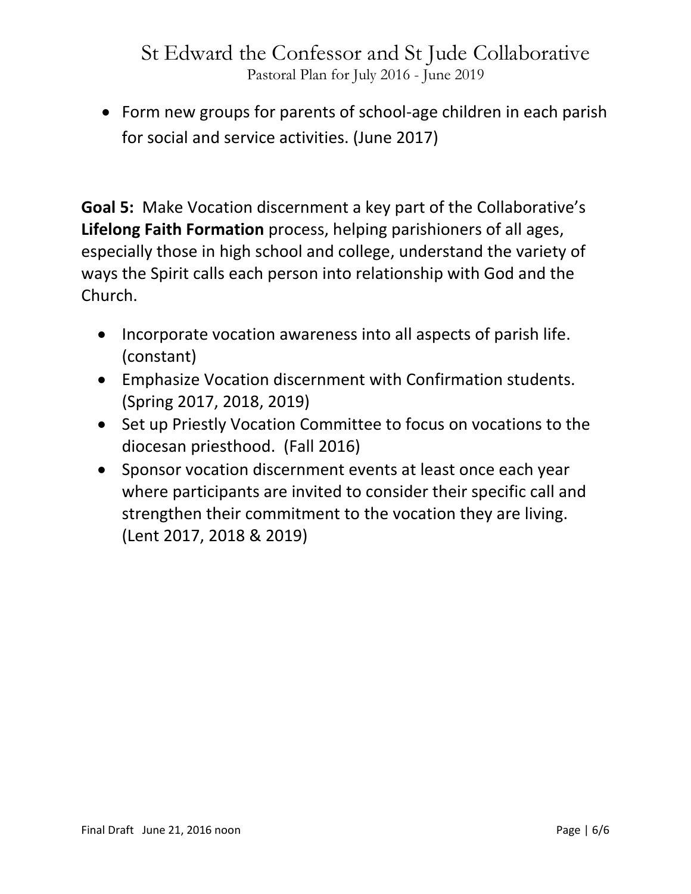- Form new groups for parents of school-age children in each parish for social and service activities. (June 2017)

**Goal 5:** Make Vocation discernment a key part of the Collaborative's **Lifelong Faith Formation** process, helping parishioners of all ages, especially those in high school and college, understand the variety of ways the Spirit calls each person into relationship with God and the Church.

- Incorporate vocation awareness into all aspects of parish life. (constant)
- Emphasize Vocation discernment with Confirmation students. (Spring 2017, 2018, 2019)
- Set up Priestly Vocation Committee to focus on vocations to the diocesan priesthood. (Fall 2016)
- Sponsor vocation discernment events at least once each year where participants are invited to consider their specific call and strengthen their commitment to the vocation they are living. (Lent 2017, 2018 & 2019)